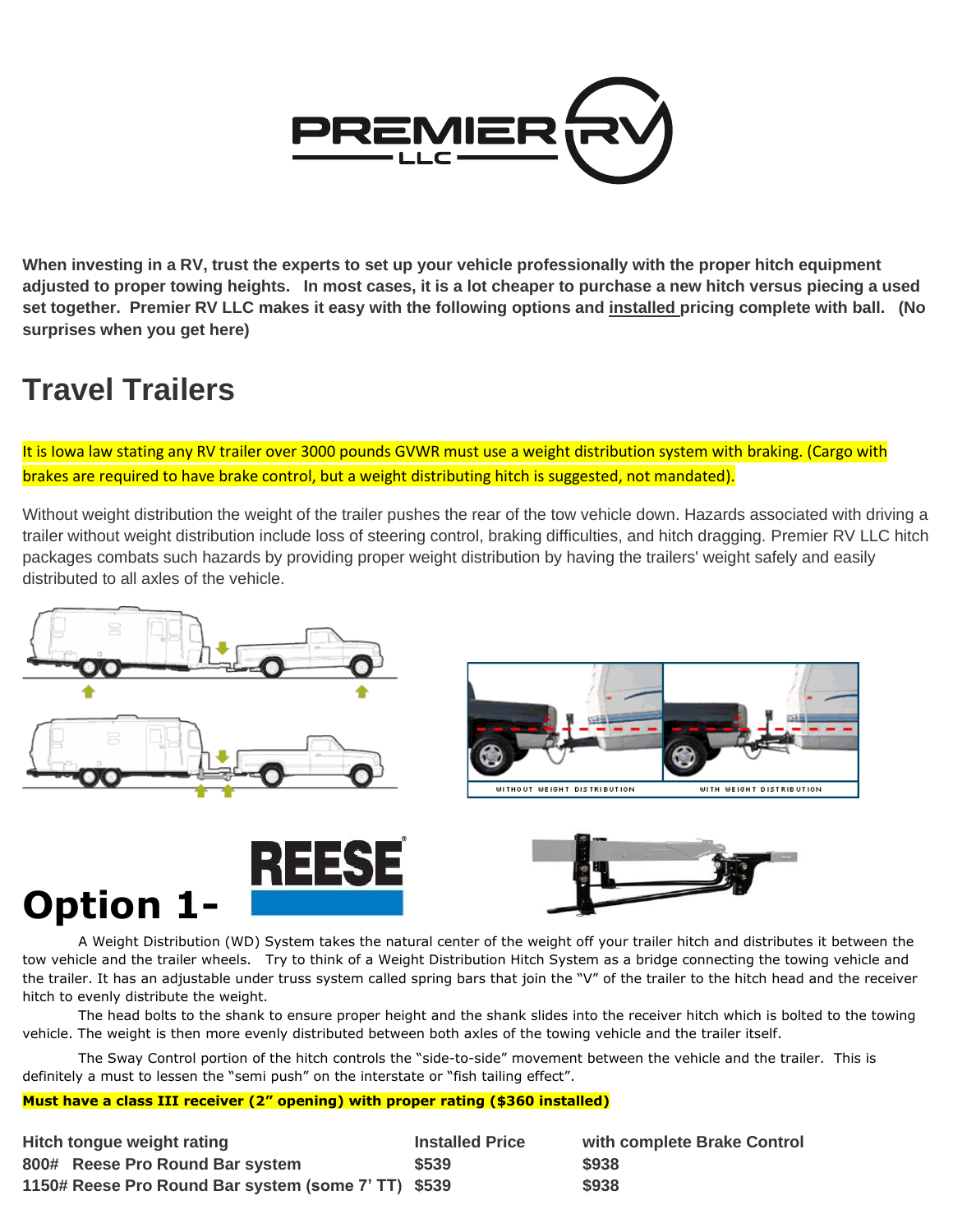When investing in a RV, trust the experts to set up your vehicle professionally with the proper hitch equipment adjusted to proper towing heights. In most cases, it is a lot cheaper to purchase a new hitch versus piecing a used set together. Premier RV LLC makes it easy with the following options and installed pricing complete with ball. (No surprises when you get here)

# Travel Trailers

It is Iowa law stating any RV trailer over 3000 pounds GVWR must use a weight distribution system with braking. (Cargo with brakes are required to have brake control, but a weight distributing hitch is suggested, not mandated).

Without weight distribution the weight of the trailer pushes the rear of the tow vehicle down. Hazards associated with driving a trailer without weight distribution include loss of steering control, braking difficulties, and hitch dragging. Premier RV LLC hitch packages combats such hazards by providing proper weight distribution by having the trailers' weight safely and easily distributed to all axles of the vehicle.

WITHOUT WEIGHT DISTRIBUTION | WITH WEIGHT DISTRIBUTION

# Option 1- REESE

A Weight Distribution (WD) System takes the natural center of the weight off your trailer hitch and distributes it between the tow vehicle and the trailer wheels. Try to think of a Weight Distribution Hitch System as a bridge connecting the towing vehicle and the trailer. It has an adjustable under truss system called spring bars that join the "V" of the trailer to the hitch head and the receiver hitch to evenly distribute the weight.

The head bolts to the shank to ensure proper height and the shank slides into the receiver hitch which is bolted to the towing vehicle. The weight is then more evenly distributed between both axles of the towing vehicle and the trailer itself.

The Sway Control portion of the hitch controls the "side-to-side" movement between the vehicle and the trailer. This is definitely a must to lessen the "semi push" on the interstate or "fish tailing effect".

**Must have a class III receiver (2" opening) with proper rating ($360 installed)**

| Hitch tongue weight rating | Installed Price | with complete Brake Control |
|---|---|---|
| 800# Reese Pro Round Bar system | $539 | $938 |
| 1150# Reese Pro Round Bar system (some 7' TT) | $539 | $938 |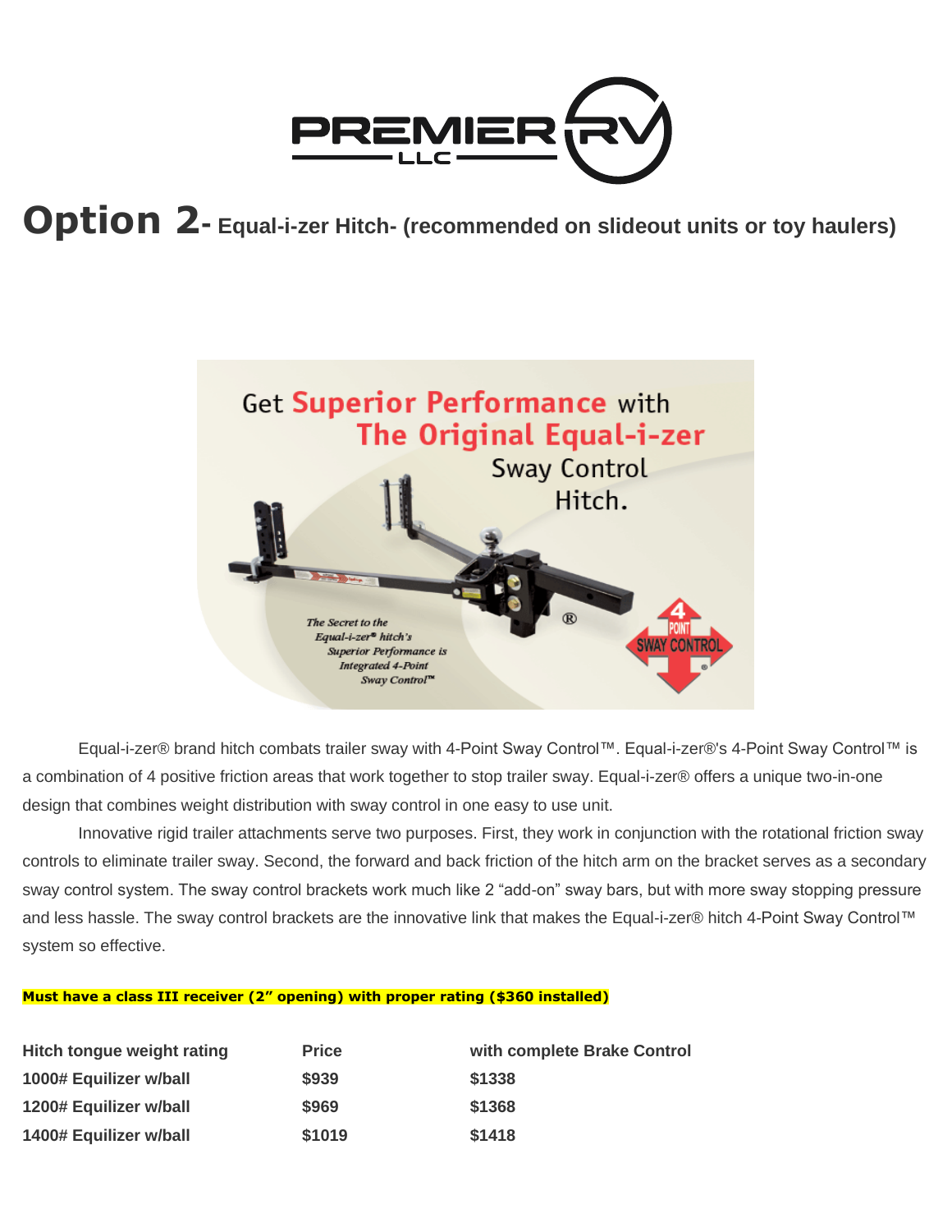# Option 2- Equal-i-zer Hitch- (recommended on slideout units or toy haulers)

Equal-i-zer® brand hitch combats trailer sway with 4-Point Sway Control™. Equal-i-zer®'s 4-Point Sway Control™ is a combination of 4 positive friction areas that work together to stop trailer sway. Equal-i-zer® offers a unique two-in-one design that combines weight distribution with sway control in one easy to use unit.

Innovative rigid trailer attachments serve two purposes. First, they work in conjunction with the rotational friction sway controls to eliminate trailer sway. Second, the forward and back friction of the hitch arm on the bracket serves as a secondary sway control system. The sway control brackets work much like 2 "add-on" sway bars, but with more sway stopping pressure and less hassle. The sway control brackets are the innovative link that makes the Equal-i-zer® hitch 4-Point Sway Control™ system so effective.

**Must have a class III receiver (2" opening) with proper rating ($360 installed)**

| Hitch tongue weight rating | Price | with complete Brake Control |
|---|---|---|
| 1000# Equilizer w/ball | $939 | $1338 |
| 1200# Equilizer w/ball | $969 | $1368 |
| 1400# Equilizer w/ball | $1019 | $1418 |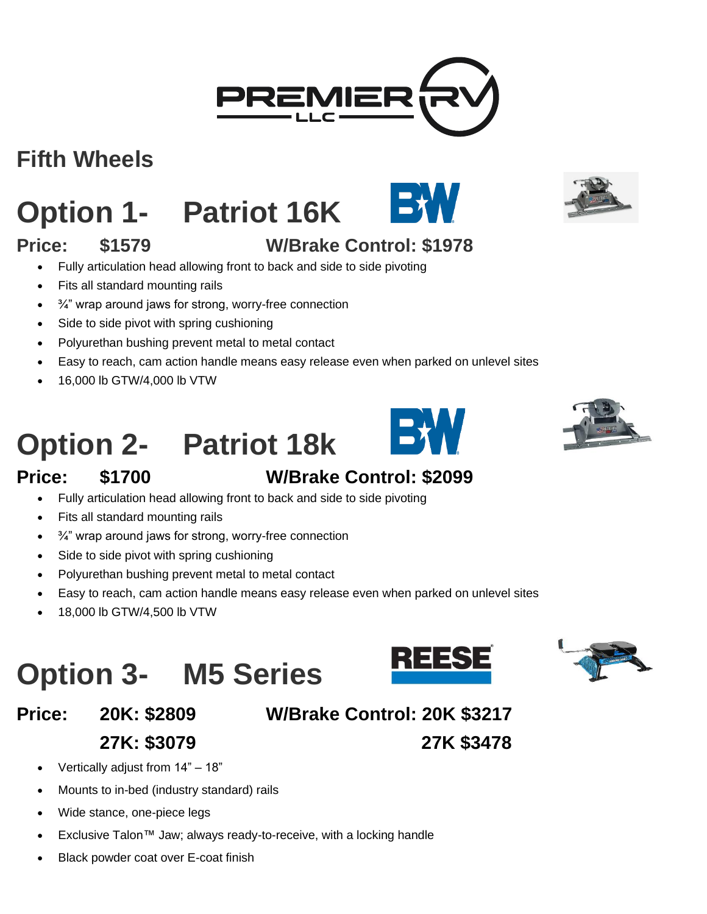## Fifth Wheels

# Option 1- Patriot 16K

**Price: $1579** **W/Brake Control: $1978**

- Fully articulation head allowing front to back and side to side pivoting
- Fits all standard mounting rails
- ¾" wrap around jaws for strong, worry-free connection
- Side to side pivot with spring cushioning
- Polyurethan bushing prevent metal to metal contact
- Easy to reach, cam action handle means easy release even when parked on unlevel sites
- 16,000 lb GTW/4,000 lb VTW

# Option 2- Patriot 18k

**Price: $1700** **W/Brake Control: $2099**

- Fully articulation head allowing front to back and side to side pivoting
- Fits all standard mounting rails
- ¾" wrap around jaws for strong, worry-free connection
- Side to side pivot with spring cushioning
- Polyurethan bushing prevent metal to metal contact
- Easy to reach, cam action handle means easy release even when parked on unlevel sites
- 18,000 lb GTW/4,500 lb VTW

# Option 3- M5 Series

**Price: 20K: $2809** **W/Brake Control: 20K $3217**

**27K: $3079** **27K $3478**

- Vertically adjust from 14" – 18"
- Mounts to in-bed (industry standard) rails
- Wide stance, one-piece legs
- Exclusive Talon™ Jaw; always ready-to-receive, with a locking handle
- Black powder coat over E-coat finish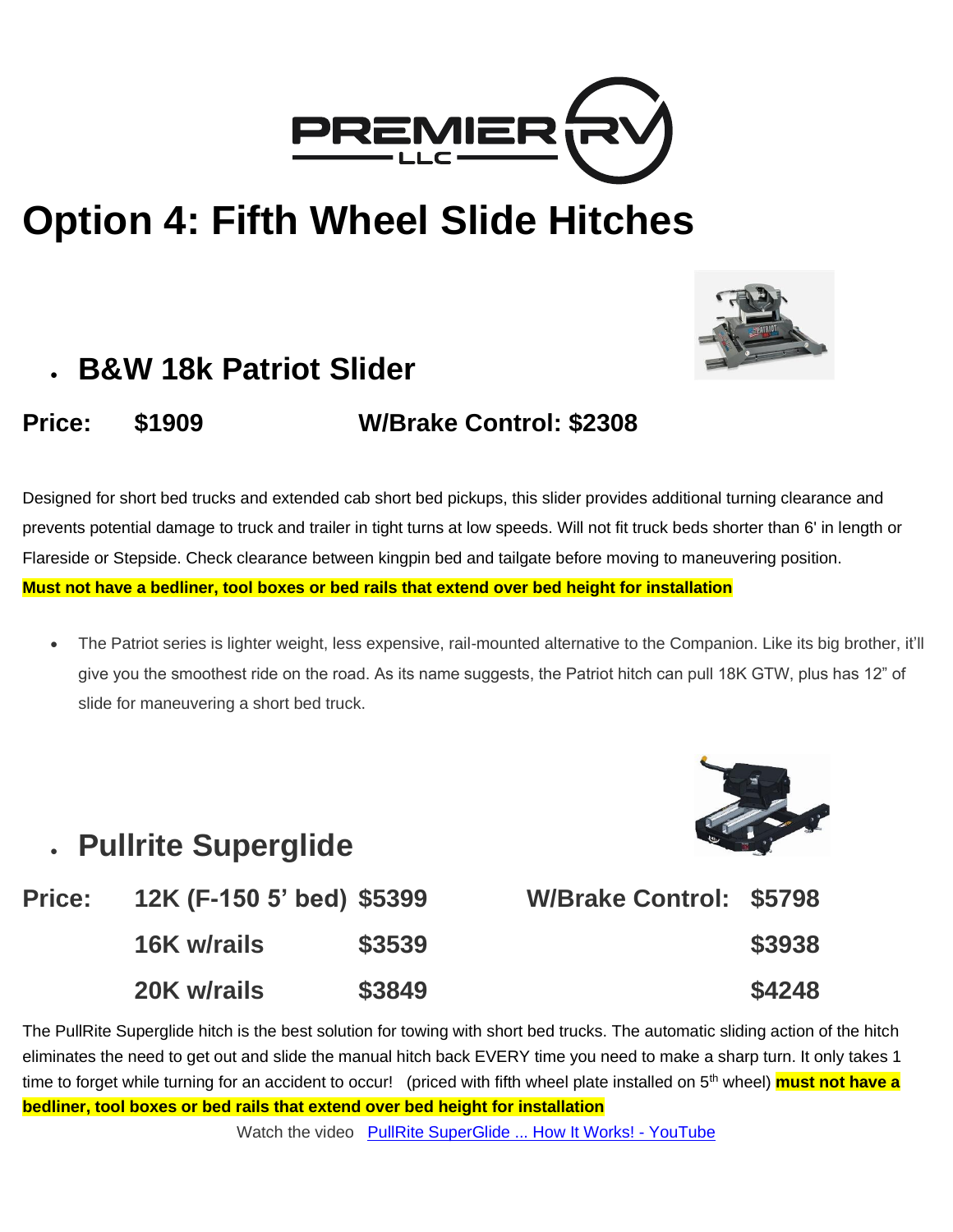# Option 4: Fifth Wheel Slide Hitches

- ## B&W 18k Patriot Slider

**Price: $1909 W/Brake Control: $2308**

Designed for short bed trucks and extended cab short bed pickups, this slider provides additional turning clearance and prevents potential damage to truck and trailer in tight turns at low speeds. Will not fit truck beds shorter than 6' in length or Flareside or Stepside. Check clearance between kingpin bed and tailgate before moving to maneuvering position.
**Must not have a bedliner, tool boxes or bed rails that extend over bed height for installation**

- The Patriot series is lighter weight, less expensive, rail-mounted alternative to the Companion. Like its big brother, it'll give you the smoothest ride on the road. As its name suggests, the Patriot hitch can pull 18K GTW, plus has 12" of slide for maneuvering a short bed truck.

- ## Pullrite Superglide

| Price: | | | W/Brake Control: |
|---|---|---|---|
| | 12K (F-150 5' bed) | $5399 | $5798 |
| | 16K w/rails | $3539 | $3938 |
| | 20K w/rails | $3849 | $4248 |

The PullRite Superglide hitch is the best solution for towing with short bed trucks. The automatic sliding action of the hitch eliminates the need to get out and slide the manual hitch back EVERY time you need to make a sharp turn. It only takes 1 time to forget while turning for an accident to occur! (priced with fifth wheel plate installed on 5th wheel) **must not have a bedliner, tool boxes or bed rails that extend over bed height for installation**

Watch the video [PullRite SuperGlide ... How It Works! - YouTube]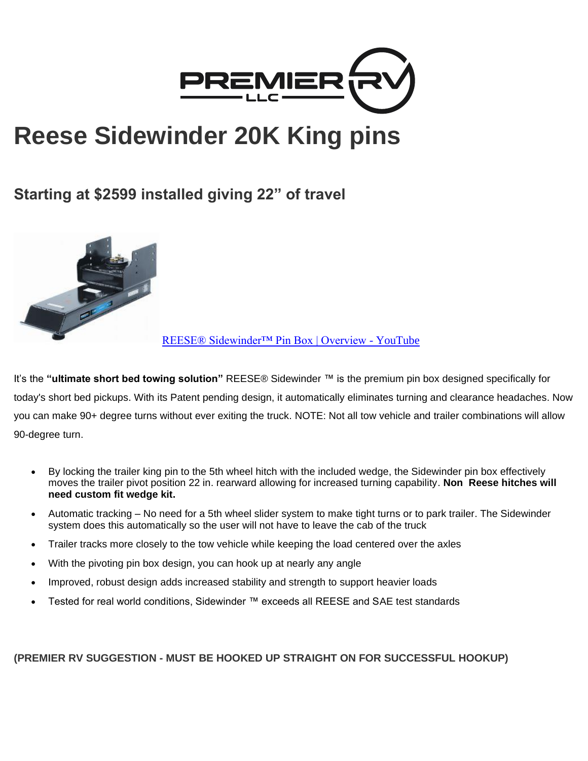# Reese Sidewinder 20K King pins

## Starting at $2599 installed giving 22" of travel

REESE® Sidewinder™ Pin Box | Overview - YouTube

It's the **"ultimate short bed towing solution"** REESE® Sidewinder ™ is the premium pin box designed specifically for today's short bed pickups. With its Patent pending design, it automatically eliminates turning and clearance headaches. Now you can make 90+ degree turns without ever exiting the truck. NOTE: Not all tow vehicle and trailer combinations will allow 90-degree turn.

- By locking the trailer king pin to the 5th wheel hitch with the included wedge, the Sidewinder pin box effectively moves the trailer pivot position 22 in. rearward allowing for increased turning capability. **Non Reese hitches will need custom fit wedge kit.**
- Automatic tracking – No need for a 5th wheel slider system to make tight turns or to park trailer. The Sidewinder system does this automatically so the user will not have to leave the cab of the truck
- Trailer tracks more closely to the tow vehicle while keeping the load centered over the axles
- With the pivoting pin box design, you can hook up at nearly any angle
- Improved, robust design adds increased stability and strength to support heavier loads
- Tested for real world conditions, Sidewinder ™ exceeds all REESE and SAE test standards

**(PREMIER RV SUGGESTION - MUST BE HOOKED UP STRAIGHT ON FOR SUCCESSFUL HOOKUP)**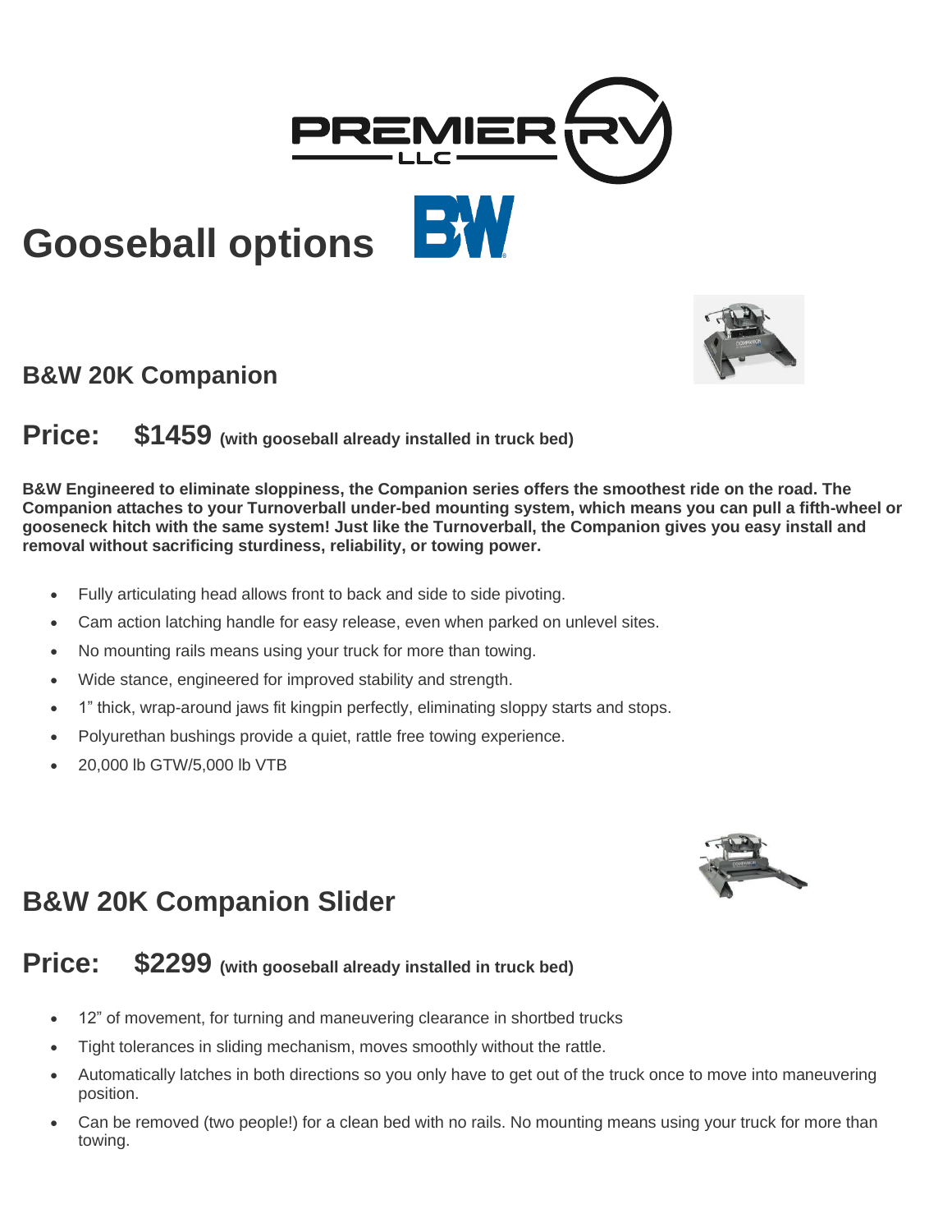# Gooseball options

## B&W 20K Companion

## Price: $1459 (with gooseball already installed in truck bed)

**B&W Engineered to eliminate sloppiness, the Companion series offers the smoothest ride on the road. The Companion attaches to your Turnoverball under-bed mounting system, which means you can pull a fifth-wheel or gooseneck hitch with the same system! Just like the Turnoverball, the Companion gives you easy install and removal without sacrificing sturdiness, reliability, or towing power.**

- Fully articulating head allows front to back and side to side pivoting.
- Cam action latching handle for easy release, even when parked on unlevel sites.
- No mounting rails means using your truck for more than towing.
- Wide stance, engineered for improved stability and strength.
- 1" thick, wrap-around jaws fit kingpin perfectly, eliminating sloppy starts and stops.
- Polyurethan bushings provide a quiet, rattle free towing experience.
- 20,000 lb GTW/5,000 lb VTB

## B&W 20K Companion Slider

## Price: $2299 (with gooseball already installed in truck bed)

- 12" of movement, for turning and maneuvering clearance in shortbed trucks
- Tight tolerances in sliding mechanism, moves smoothly without the rattle.
- Automatically latches in both directions so you only have to get out of the truck once to move into maneuvering position.
- Can be removed (two people!) for a clean bed with no rails. No mounting means using your truck for more than towing.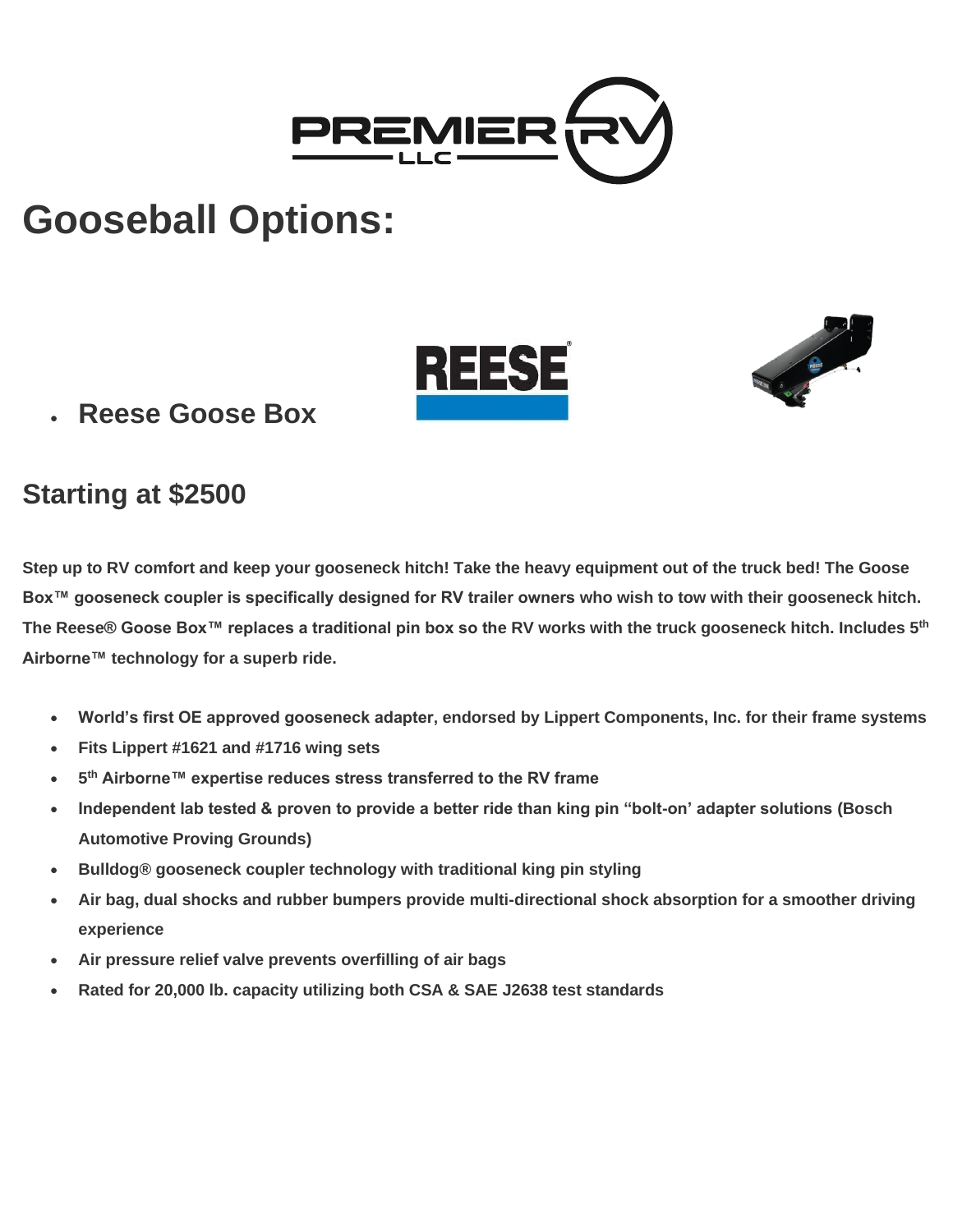# Gooseball Options:

- **Reese Goose Box**

## Starting at $2500

**Step up to RV comfort and keep your gooseneck hitch! Take the heavy equipment out of the truck bed! The Goose Box™ gooseneck coupler is specifically designed for RV trailer owners who wish to tow with their gooseneck hitch. The Reese® Goose Box™ replaces a traditional pin box so the RV works with the truck gooseneck hitch. Includes 5th Airborne™ technology for a superb ride.**

- **World's first OE approved gooseneck adapter, endorsed by Lippert Components, Inc. for their frame systems**
- **Fits Lippert #1621 and #1716 wing sets**
- **5th Airborne™ expertise reduces stress transferred to the RV frame**
- **Independent lab tested & proven to provide a better ride than king pin "bolt-on' adapter solutions (Bosch Automotive Proving Grounds)**
- **Bulldog® gooseneck coupler technology with traditional king pin styling**
- **Air bag, dual shocks and rubber bumpers provide multi-directional shock absorption for a smoother driving experience**
- **Air pressure relief valve prevents overfilling of air bags**
- **Rated for 20,000 lb. capacity utilizing both CSA & SAE J2638 test standards**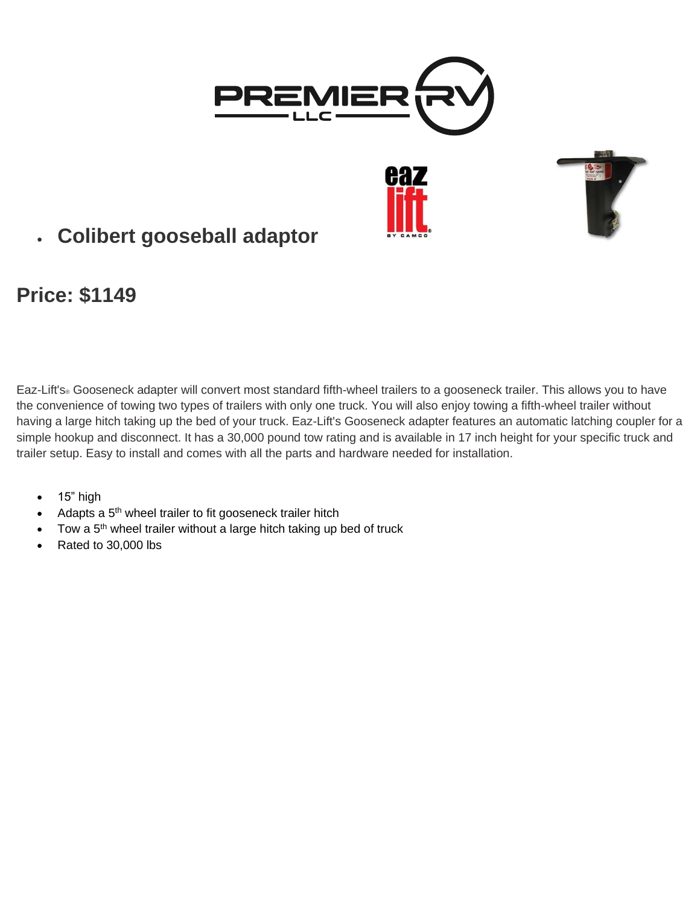- **Colibert gooseball adaptor**

## Price: $1149

Eaz-Lift's® Gooseneck adapter will convert most standard fifth-wheel trailers to a gooseneck trailer. This allows you to have the convenience of towing two types of trailers with only one truck. You will also enjoy towing a fifth-wheel trailer without having a large hitch taking up the bed of your truck. Eaz-Lift's Gooseneck adapter features an automatic latching coupler for a simple hookup and disconnect. It has a 30,000 pound tow rating and is available in 17 inch height for your specific truck and trailer setup. Easy to install and comes with all the parts and hardware needed for installation.

- 15” high
- Adapts a 5th wheel trailer to fit gooseneck trailer hitch
- Tow a 5th wheel trailer without a large hitch taking up bed of truck
- Rated to 30,000 lbs